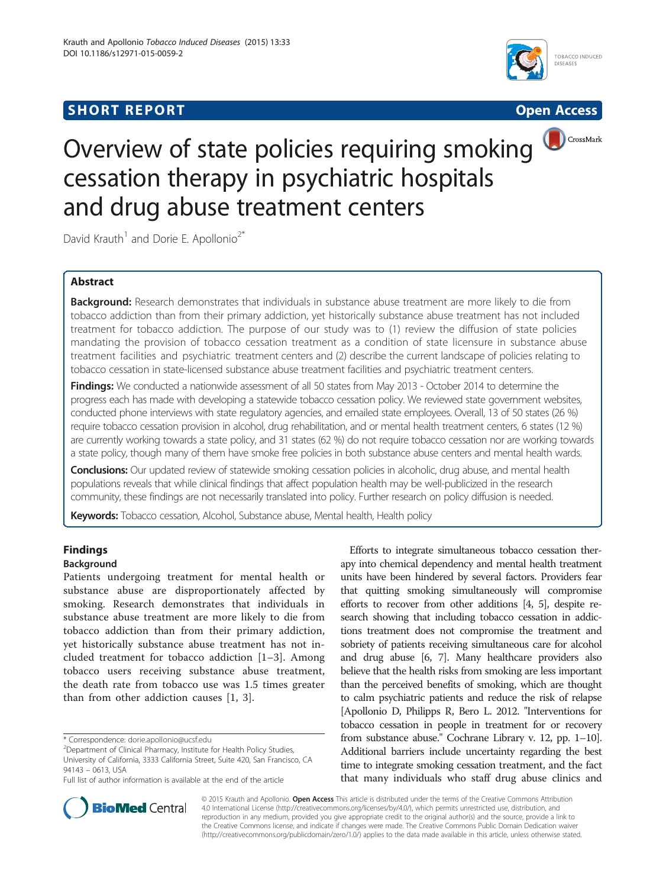SHORT REPORT

Open Access

# Overview of state policies requiring smoking cessation therapy in psychiatric hospitals and drug abuse treatment centers

David Krauth[1] and Dorie E. Apollonio[2*]

## Abstract

**Background:** Research demonstrates that individuals in substance abuse treatment are more likely to die from tobacco addiction than from their primary addiction, yet historically substance abuse treatment has not included treatment for tobacco addiction. The purpose of our study was to (1) review the diffusion of state policies mandating the provision of tobacco cessation treatment as a condition of state licensure in substance abuse treatment facilities and psychiatric treatment centers and (2) describe the current landscape of policies relating to tobacco cessation in state-licensed substance abuse treatment facilities and psychiatric treatment centers.

**Findings:** We conducted a nationwide assessment of all 50 states from May 2013 - October 2014 to determine the progress each has made with developing a statewide tobacco cessation policy. We reviewed state government websites, conducted phone interviews with state regulatory agencies, and emailed state employees. Overall, 13 of 50 states (26 %) require tobacco cessation provision in alcohol, drug rehabilitation, and or mental health treatment centers, 6 states (12 %) are currently working towards a state policy, and 31 states (62 %) do not require tobacco cessation nor are working towards a state policy, though many of them have smoke free policies in both substance abuse centers and mental health wards.

**Conclusions:** Our updated review of statewide smoking cessation policies in alcoholic, drug abuse, and mental health populations reveals that while clinical findings that affect population health may be well-publicized in the research community, these findings are not necessarily translated into policy. Further research on policy diffusion is needed.

**Keywords:** Tobacco cessation, Alcohol, Substance abuse, Mental health, Health policy

## Findings

### Background

Patients undergoing treatment for mental health or substance abuse are disproportionately affected by smoking. Research demonstrates that individuals in substance abuse treatment are more likely to die from tobacco addiction than from their primary addiction, yet historically substance abuse treatment has not included treatment for tobacco addiction [1–3]. Among tobacco users receiving substance abuse treatment, the death rate from tobacco use was 1.5 times greater than from other addiction causes [1, 3].

Efforts to integrate simultaneous tobacco cessation therapy into chemical dependency and mental health treatment units have been hindered by several factors. Providers fear that quitting smoking simultaneously will compromise efforts to recover from other additions [4, 5], despite research showing that including tobacco cessation in addictions treatment does not compromise the treatment and sobriety of patients receiving simultaneous care for alcohol and drug abuse [6, 7]. Many healthcare providers also believe that the health risks from smoking are less important than the perceived benefits of smoking, which are thought to calm psychiatric patients and reduce the risk of relapse [Apollonio D, Philipps R, Bero L. 2012. "Interventions for tobacco cessation in people in treatment for or recovery from substance abuse." Cochrane Library v. 12, pp. 1–10]. Additional barriers include uncertainty regarding the best time to integrate smoking cessation treatment, and the fact that many individuals who staff drug abuse clinics and

\* Correspondence: dorie.apollonio@ucsf.edu
[2]Department of Clinical Pharmacy, Institute for Health Policy Studies, University of California, 3333 California Street, Suite 420, San Francisco, CA 94143 – 0613, USA
Full list of author information is available at the end of the article

© 2015 Krauth and Apollonio. **Open Access** This article is distributed under the terms of the Creative Commons Attribution 4.0 International License (http://creativecommons.org/licenses/by/4.0/), which permits unrestricted use, distribution, and reproduction in any medium, provided you give appropriate credit to the original author(s) and the source, provide a link to the Creative Commons license, and indicate if changes were made. The Creative Commons Public Domain Dedication waiver (http://creativecommons.org/publicdomain/zero/1.0/) applies to the data made available in this article, unless otherwise stated.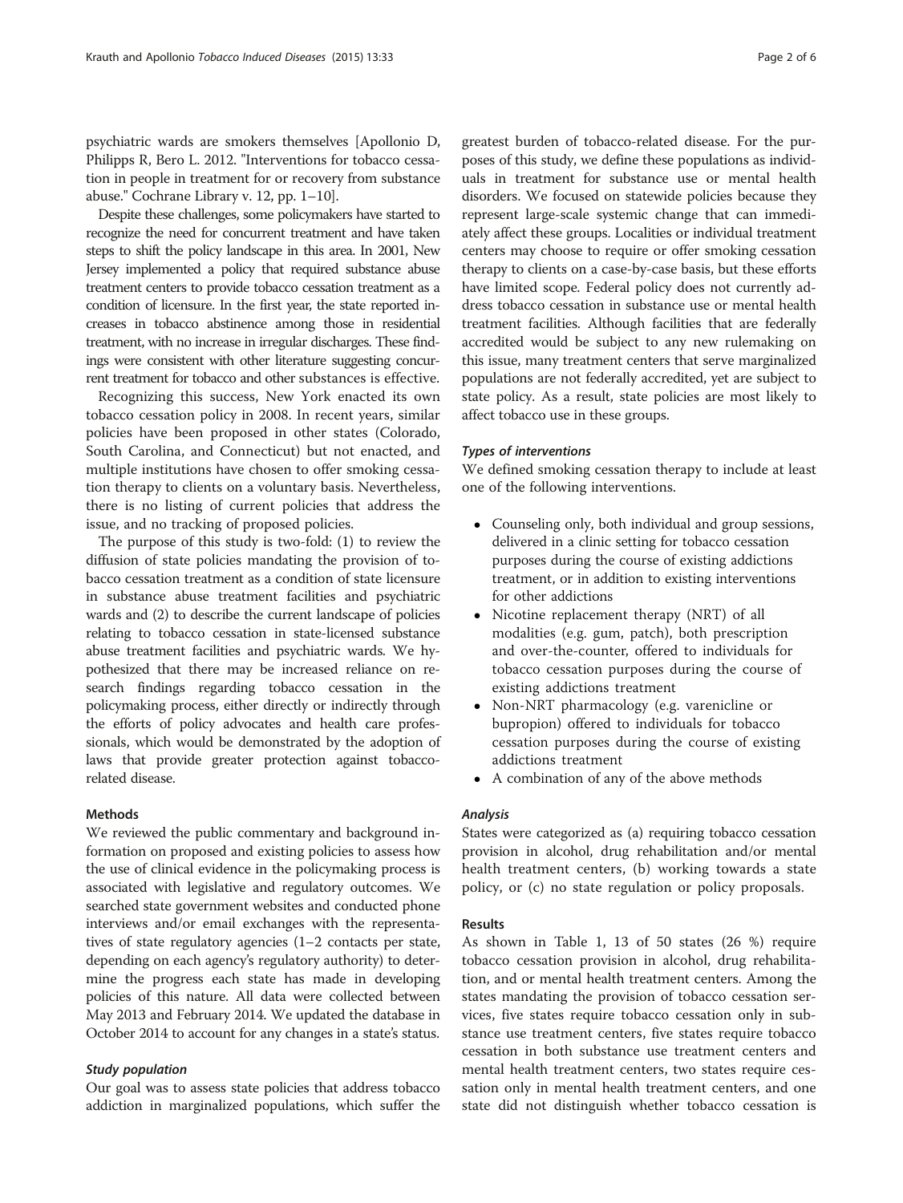psychiatric wards are smokers themselves [Apollonio D, Philipps R, Bero L. 2012. "Interventions for tobacco cessation in people in treatment for or recovery from substance abuse." Cochrane Library v. 12, pp. 1–10].

Despite these challenges, some policymakers have started to recognize the need for concurrent treatment and have taken steps to shift the policy landscape in this area. In 2001, New Jersey implemented a policy that required substance abuse treatment centers to provide tobacco cessation treatment as a condition of licensure. In the first year, the state reported increases in tobacco abstinence among those in residential treatment, with no increase in irregular discharges. These findings were consistent with other literature suggesting concurrent treatment for tobacco and other substances is effective.

Recognizing this success, New York enacted its own tobacco cessation policy in 2008. In recent years, similar policies have been proposed in other states (Colorado, South Carolina, and Connecticut) but not enacted, and multiple institutions have chosen to offer smoking cessation therapy to clients on a voluntary basis. Nevertheless, there is no listing of current policies that address the issue, and no tracking of proposed policies.

The purpose of this study is two-fold: (1) to review the diffusion of state policies mandating the provision of tobacco cessation treatment as a condition of state licensure in substance abuse treatment facilities and psychiatric wards and (2) to describe the current landscape of policies relating to tobacco cessation in state-licensed substance abuse treatment facilities and psychiatric wards. We hypothesized that there may be increased reliance on research findings regarding tobacco cessation in the policymaking process, either directly or indirectly through the efforts of policy advocates and health care professionals, which would be demonstrated by the adoption of laws that provide greater protection against tobacco-related disease.

## Methods

We reviewed the public commentary and background information on proposed and existing policies to assess how the use of clinical evidence in the policymaking process is associated with legislative and regulatory outcomes. We searched state government websites and conducted phone interviews and/or email exchanges with the representatives of state regulatory agencies (1–2 contacts per state, depending on each agency's regulatory authority) to determine the progress each state has made in developing policies of this nature. All data were collected between May 2013 and February 2014. We updated the database in October 2014 to account for any changes in a state's status.

### *Study population*

Our goal was to assess state policies that address tobacco addiction in marginalized populations, which suffer the greatest burden of tobacco-related disease. For the purposes of this study, we define these populations as individuals in treatment for substance use or mental health disorders. We focused on statewide policies because they represent large-scale systemic change that can immediately affect these groups. Localities or individual treatment centers may choose to require or offer smoking cessation therapy to clients on a case-by-case basis, but these efforts have limited scope. Federal policy does not currently address tobacco cessation in substance use or mental health treatment facilities. Although facilities that are federally accredited would be subject to any new rulemaking on this issue, many treatment centers that serve marginalized populations are not federally accredited, yet are subject to state policy. As a result, state policies are most likely to affect tobacco use in these groups.

### *Types of interventions*

We defined smoking cessation therapy to include at least one of the following interventions.

- Counseling only, both individual and group sessions, delivered in a clinic setting for tobacco cessation purposes during the course of existing addictions treatment, or in addition to existing interventions for other addictions
- Nicotine replacement therapy (NRT) of all modalities (e.g. gum, patch), both prescription and over-the-counter, offered to individuals for tobacco cessation purposes during the course of existing addictions treatment
- Non-NRT pharmacology (e.g. varenicline or bupropion) offered to individuals for tobacco cessation purposes during the course of existing addictions treatment
- A combination of any of the above methods

### *Analysis*

States were categorized as (a) requiring tobacco cessation provision in alcohol, drug rehabilitation and/or mental health treatment centers, (b) working towards a state policy, or (c) no state regulation or policy proposals.

## Results

As shown in Table 1, 13 of 50 states (26 %) require tobacco cessation provision in alcohol, drug rehabilitation, and or mental health treatment centers. Among the states mandating the provision of tobacco cessation services, five states require tobacco cessation only in substance use treatment centers, five states require tobacco cessation in both substance use treatment centers and mental health treatment centers, two states require cessation only in mental health treatment centers, and one state did not distinguish whether tobacco cessation is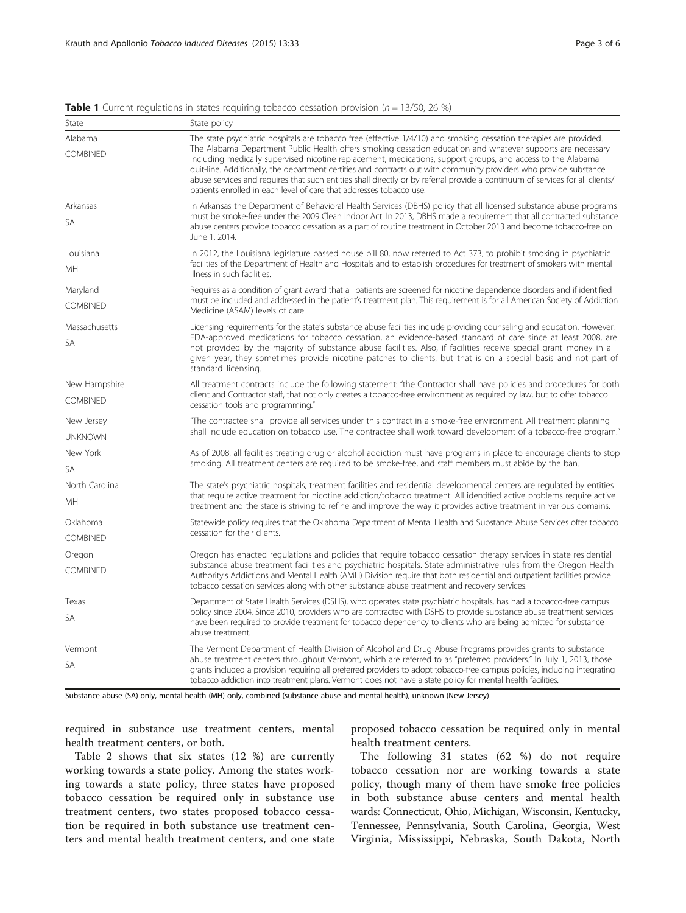**Table 1** Current regulations in states requiring tobacco cessation provision (*n* = 13/50, 26 %)

| State | State policy |
| --- | --- |
| Alabama<br>COMBINED | The state psychiatric hospitals are tobacco free (effective 1/4/10) and smoking cessation therapies are provided. The Alabama Department Public Health offers smoking cessation education and whatever supports are necessary including medically supervised nicotine replacement, medications, support groups, and access to the Alabama quit-line. Additionally, the department certifies and contracts out with community providers who provide substance abuse services and requires that such entities shall directly or by referral provide a continuum of services for all clients/ patients enrolled in each level of care that addresses tobacco use. |
| Arkansas<br>SA | In Arkansas the Department of Behavioral Health Services (DBHS) policy that all licensed substance abuse programs must be smoke-free under the 2009 Clean Indoor Act. In 2013, DBHS made a requirement that all contracted substance abuse centers provide tobacco cessation as a part of routine treatment in October 2013 and become tobacco-free on June 1, 2014. |
| Louisiana<br>MH | In 2012, the Louisiana legislature passed house bill 80, now referred to Act 373, to prohibit smoking in psychiatric facilities of the Department of Health and Hospitals and to establish procedures for treatment of smokers with mental illness in such facilities. |
| Maryland<br>COMBINED | Requires as a condition of grant award that all patients are screened for nicotine dependence disorders and if identified must be included and addressed in the patient's treatment plan. This requirement is for all American Society of Addiction Medicine (ASAM) levels of care. |
| Massachusetts<br>SA | Licensing requirements for the state's substance abuse facilities include providing counseling and education. However, FDA-approved medications for tobacco cessation, an evidence-based standard of care since at least 2008, are not provided by the majority of substance abuse facilities. Also, if facilities receive special grant money in a given year, they sometimes provide nicotine patches to clients, but that is on a special basis and not part of standard licensing. |
| New Hampshire<br>COMBINED | All treatment contracts include the following statement: "the Contractor shall have policies and procedures for both client and Contractor staff, that not only creates a tobacco-free environment as required by law, but to offer tobacco cessation tools and programming." |
| New Jersey<br>UNKNOWN | "The contractee shall provide all services under this contract in a smoke-free environment. All treatment planning shall include education on tobacco use. The contractee shall work toward development of a tobacco-free program." |
| New York<br>SA | As of 2008, all facilities treating drug or alcohol addiction must have programs in place to encourage clients to stop smoking. All treatment centers are required to be smoke-free, and staff members must abide by the ban. |
| North Carolina<br>MH | The state's psychiatric hospitals, treatment facilities and residential developmental centers are regulated by entities that require active treatment for nicotine addiction/tobacco treatment. All identified active problems require active treatment and the state is striving to refine and improve the way it provides active treatment in various domains. |
| Oklahoma<br>COMBINED | Statewide policy requires that the Oklahoma Department of Mental Health and Substance Abuse Services offer tobacco cessation for their clients. |
| Oregon<br>COMBINED | Oregon has enacted regulations and policies that require tobacco cessation therapy services in state residential substance abuse treatment facilities and psychiatric hospitals. State administrative rules from the Oregon Health Authority's Addictions and Mental Health (AMH) Division require that both residential and outpatient facilities provide tobacco cessation services along with other substance abuse treatment and recovery services. |
| Texas<br>SA | Department of State Health Services (DSHS), who operates state psychiatric hospitals, has had a tobacco-free campus policy since 2004. Since 2010, providers who are contracted with DSHS to provide substance abuse treatment services have been required to provide treatment for tobacco dependency to clients who are being admitted for substance abuse treatment. |
| Vermont<br>SA | The Vermont Department of Health Division of Alcohol and Drug Abuse Programs provides grants to substance abuse treatment centers throughout Vermont, which are referred to as "preferred providers." In July 1, 2013, those grants included a provision requiring all preferred providers to adopt tobacco-free campus policies, including integrating tobacco addiction into treatment plans. Vermont does not have a state policy for mental health facilities. |

Substance abuse (SA) only, mental health (MH) only, combined (substance abuse and mental health), unknown (New Jersey)

required in substance use treatment centers, mental health treatment centers, or both.

Table 2 shows that six states (12 %) are currently working towards a state policy. Among the states working towards a state policy, three states have proposed tobacco cessation be required only in substance use treatment centers, two states proposed tobacco cessation be required in both substance use treatment centers and mental health treatment centers, and one state proposed tobacco cessation be required only in mental health treatment centers.

The following 31 states (62 %) do not require tobacco cessation nor are working towards a state policy, though many of them have smoke free policies in both substance abuse centers and mental health wards: Connecticut, Ohio, Michigan, Wisconsin, Kentucky, Tennessee, Pennsylvania, South Carolina, Georgia, West Virginia, Mississippi, Nebraska, South Dakota, North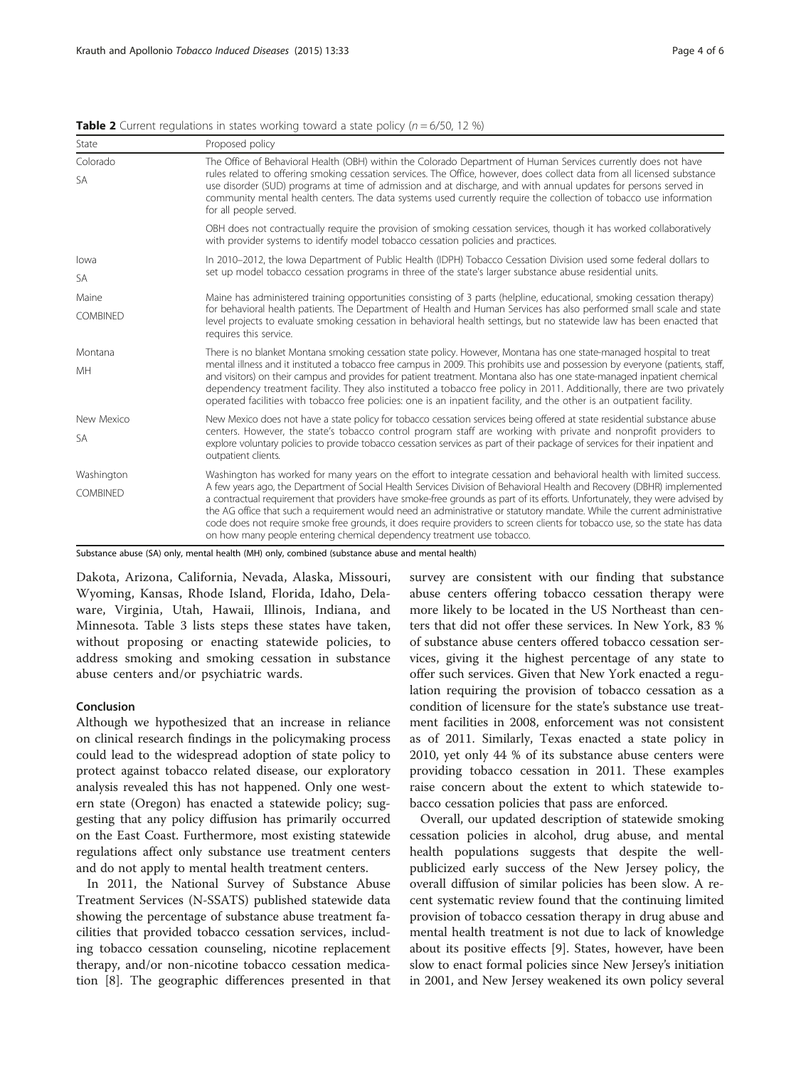**Table 2** Current regulations in states working toward a state policy (*n* = 6/50, 12 %)

| State | Proposed policy |
|---|---|
| Colorado<br>SA | The Office of Behavioral Health (OBH) within the Colorado Department of Human Services currently does not have rules related to offering smoking cessation services. The Office, however, does collect data from all licensed substance use disorder (SUD) programs at time of admission and at discharge, and with annual updates for persons served in community mental health centers. The data systems used currently require the collection of tobacco use information for all people served.<br><br>OBH does not contractually require the provision of smoking cessation services, though it has worked collaboratively with provider systems to identify model tobacco cessation policies and practices. |
| Iowa<br>SA | In 2010–2012, the Iowa Department of Public Health (IDPH) Tobacco Cessation Division used some federal dollars to set up model tobacco cessation programs in three of the state's larger substance abuse residential units. |
| Maine<br>COMBINED | Maine has administered training opportunities consisting of 3 parts (helpline, educational, smoking cessation therapy) for behavioral health patients. The Department of Health and Human Services has also performed small scale and state level projects to evaluate smoking cessation in behavioral health settings, but no statewide law has been enacted that requires this service. |
| Montana<br>MH | There is no blanket Montana smoking cessation state policy. However, Montana has one state-managed hospital to treat mental illness and it instituted a tobacco free campus in 2009. This prohibits use and possession by everyone (patients, staff, and visitors) on their campus and provides for patient treatment. Montana also has one state-managed inpatient chemical dependency treatment facility. They also instituted a tobacco free policy in 2011. Additionally, there are two privately operated facilities with tobacco free policies: one is an inpatient facility, and the other is an outpatient facility. |
| New Mexico<br>SA | New Mexico does not have a state policy for tobacco cessation services being offered at state residential substance abuse centers. However, the state's tobacco control program staff are working with private and nonprofit providers to explore voluntary policies to provide tobacco cessation services as part of their package of services for their inpatient and outpatient clients. |
| Washington<br>COMBINED | Washington has worked for many years on the effort to integrate cessation and behavioral health with limited success. A few years ago, the Department of Social Health Services Division of Behavioral Health and Recovery (DBHR) implemented a contractual requirement that providers have smoke-free grounds as part of its efforts. Unfortunately, they were advised by the AG office that such a requirement would need an administrative or statutory mandate. While the current administrative code does not require smoke free grounds, it does require providers to screen clients for tobacco use, so the state has data on how many people entering chemical dependency treatment use tobacco. |

Substance abuse (SA) only, mental health (MH) only, combined (substance abuse and mental health)

Dakota, Arizona, California, Nevada, Alaska, Missouri, Wyoming, Kansas, Rhode Island, Florida, Idaho, Delaware, Virginia, Utah, Hawaii, Illinois, Indiana, and Minnesota. Table 3 lists steps these states have taken, without proposing or enacting statewide policies, to address smoking and smoking cessation in substance abuse centers and/or psychiatric wards.

## Conclusion

Although we hypothesized that an increase in reliance on clinical research findings in the policymaking process could lead to the widespread adoption of state policy to protect against tobacco related disease, our exploratory analysis revealed this has not happened. Only one western state (Oregon) has enacted a statewide policy; suggesting that any policy diffusion has primarily occurred on the East Coast. Furthermore, most existing statewide regulations affect only substance use treatment centers and do not apply to mental health treatment centers.

In 2011, the National Survey of Substance Abuse Treatment Services (N-SSATS) published statewide data showing the percentage of substance abuse treatment facilities that provided tobacco cessation services, including tobacco cessation counseling, nicotine replacement therapy, and/or non-nicotine tobacco cessation medication [8]. The geographic differences presented in that survey are consistent with our finding that substance abuse centers offering tobacco cessation therapy were more likely to be located in the US Northeast than centers that did not offer these services. In New York, 83 % of substance abuse centers offered tobacco cessation services, giving it the highest percentage of any state to offer such services. Given that New York enacted a regulation requiring the provision of tobacco cessation as a condition of licensure for the state's substance use treatment facilities in 2008, enforcement was not consistent as of 2011. Similarly, Texas enacted a state policy in 2010, yet only 44 % of its substance abuse centers were providing tobacco cessation in 2011. These examples raise concern about the extent to which statewide tobacco cessation policies that pass are enforced.

Overall, our updated description of statewide smoking cessation policies in alcohol, drug abuse, and mental health populations suggests that despite the well-publicized early success of the New Jersey policy, the overall diffusion of similar policies has been slow. A recent systematic review found that the continuing limited provision of tobacco cessation therapy in drug abuse and mental health treatment is not due to lack of knowledge about its positive effects [9]. States, however, have been slow to enact formal policies since New Jersey's initiation in 2001, and New Jersey weakened its own policy several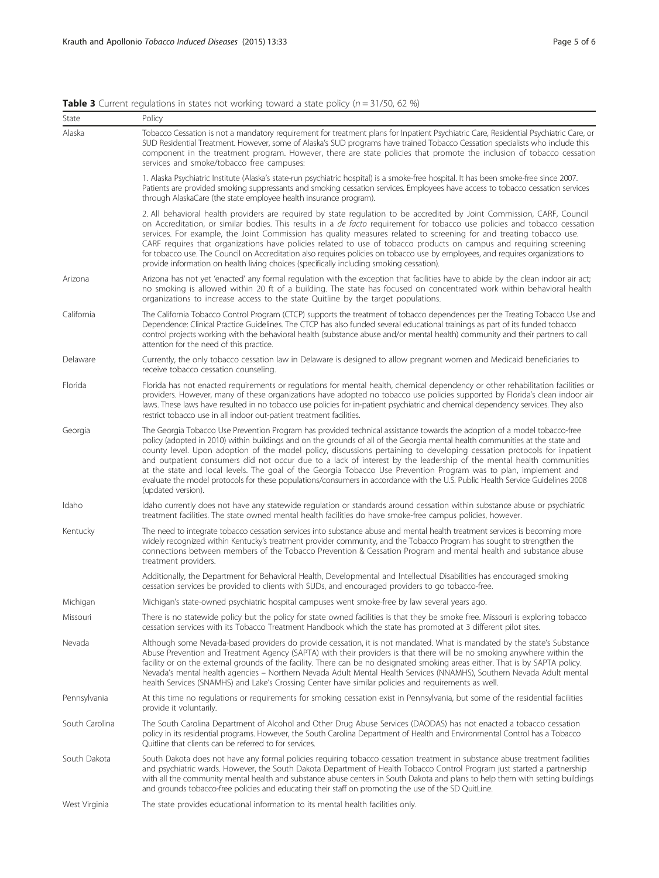**Table 3** Current regulations in states not working toward a state policy ($n = 31/50$, 62 %)

| State | Policy |
| --- | --- |
| Alaska | Tobacco Cessation is not a mandatory requirement for treatment plans for Inpatient Psychiatric Care, Residential Psychiatric Care, or SUD Residential Treatment. However, some of Alaska's SUD programs have trained Tobacco Cessation specialists who include this component in the treatment program. However, there are state policies that promote the inclusion of tobacco cessation services and smoke/tobacco free campuses: |
| | 1. Alaska Psychiatric Institute (Alaska's state-run psychiatric hospital) is a smoke-free hospital. It has been smoke-free since 2007. Patients are provided smoking suppressants and smoking cessation services. Employees have access to tobacco cessation services through AlaskaCare (the state employee health insurance program). |
| | 2. All behavioral health providers are required by state regulation to be accredited by Joint Commission, CARF, Council on Accreditation, or similar bodies. This results in a *de facto* requirement for tobacco use policies and tobacco cessation services. For example, the Joint Commission has quality measures related to screening for and treating tobacco use. CARF requires that organizations have policies related to use of tobacco products on campus and requiring screening for tobacco use. The Council on Accreditation also requires policies on tobacco use by employees, and requires organizations to provide information on health living choices (specifically including smoking cessation). |
| Arizona | Arizona has not yet 'enacted' any formal regulation with the exception that facilities have to abide by the clean indoor air act; no smoking is allowed within 20 ft of a building. The state has focused on concentrated work within behavioral health organizations to increase access to the state Quitline by the target populations. |
| California | The California Tobacco Control Program (CTCP) supports the treatment of tobacco dependences per the Treating Tobacco Use and Dependence: Clinical Practice Guidelines. The CTCP has also funded several educational trainings as part of its funded tobacco control projects working with the behavioral health (substance abuse and/or mental health) community and their partners to call attention for the need of this practice. |
| Delaware | Currently, the only tobacco cessation law in Delaware is designed to allow pregnant women and Medicaid beneficiaries to receive tobacco cessation counseling. |
| Florida | Florida has not enacted requirements or regulations for mental health, chemical dependency or other rehabilitation facilities or providers. However, many of these organizations have adopted no tobacco use policies supported by Florida's clean indoor air laws. These laws have resulted in no tobacco use policies for in-patient psychiatric and chemical dependency services. They also restrict tobacco use in all indoor out-patient treatment facilities. |
| Georgia | The Georgia Tobacco Use Prevention Program has provided technical assistance towards the adoption of a model tobacco-free policy (adopted in 2010) within buildings and on the grounds of all of the Georgia mental health communities at the state and county level. Upon adoption of the model policy, discussions pertaining to developing cessation protocols for inpatient and outpatient consumers did not occur due to a lack of interest by the leadership of the mental health communities at the state and local levels. The goal of the Georgia Tobacco Use Prevention Program was to plan, implement and evaluate the model protocols for these populations/consumers in accordance with the U.S. Public Health Service Guidelines 2008 (updated version). |
| Idaho | Idaho currently does not have any statewide regulation or standards around cessation within substance abuse or psychiatric treatment facilities. The state owned mental health facilities do have smoke-free campus policies, however. |
| Kentucky | The need to integrate tobacco cessation services into substance abuse and mental health treatment services is becoming more widely recognized within Kentucky's treatment provider community, and the Tobacco Program has sought to strengthen the connections between members of the Tobacco Prevention & Cessation Program and mental health and substance abuse treatment providers. |
| | Additionally, the Department for Behavioral Health, Developmental and Intellectual Disabilities has encouraged smoking cessation services be provided to clients with SUDs, and encouraged providers to go tobacco-free. |
| Michigan | Michigan's state-owned psychiatric hospital campuses went smoke-free by law several years ago. |
| Missouri | There is no statewide policy but the policy for state owned facilities is that they be smoke free. Missouri is exploring tobacco cessation services with its Tobacco Treatment Handbook which the state has promoted at 3 different pilot sites. |
| Nevada | Although some Nevada-based providers do provide cessation, it is not mandated. What is mandated by the state's Substance Abuse Prevention and Treatment Agency (SAPTA) with their providers is that there will be no smoking anywhere within the facility or on the external grounds of the facility. There can be no designated smoking areas either. That is by SAPTA policy. Nevada's mental health agencies – Northern Nevada Adult Mental Health Services (NNAMHS), Southern Nevada Adult mental health Services (SNAMHS) and Lake's Crossing Center have similar policies and requirements as well. |
| Pennsylvania | At this time no regulations or requirements for smoking cessation exist in Pennsylvania, but some of the residential facilities provide it voluntarily. |
| South Carolina | The South Carolina Department of Alcohol and Other Drug Abuse Services (DAODAS) has not enacted a tobacco cessation policy in its residential programs. However, the South Carolina Department of Health and Environmental Control has a Tobacco Quitline that clients can be referred to for services. |
| South Dakota | South Dakota does not have any formal policies requiring tobacco cessation treatment in substance abuse treatment facilities and psychiatric wards. However, the South Dakota Department of Health Tobacco Control Program just started a partnership with all the community mental health and substance abuse centers in South Dakota and plans to help them with setting buildings and grounds tobacco-free policies and educating their staff on promoting the use of the SD QuitLine. |
| West Virginia | The state provides educational information to its mental health facilities only. |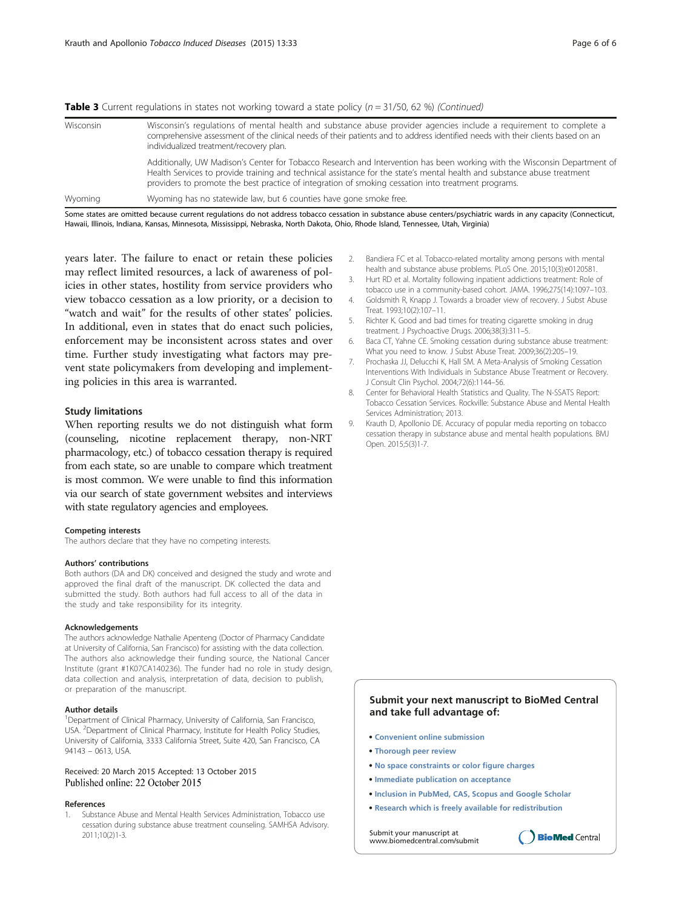**Table 3** Current regulations in states not working toward a state policy (n = 31/50, 62 %) *(Continued)*

| | |
|---|---|
| Wisconsin | Wisconsin's regulations of mental health and substance abuse provider agencies include a requirement to complete a comprehensive assessment of the clinical needs of their patients and to address identified needs with their clients based on an individualized treatment/recovery plan. |
| | Additionally, UW Madison's Center for Tobacco Research and Intervention has been working with the Wisconsin Department of Health Services to provide training and technical assistance for the state's mental health and substance abuse treatment providers to promote the best practice of integration of smoking cessation into treatment programs. |
| Wyoming | Wyoming has no statewide law, but 6 counties have gone smoke free. |

Some states are omitted because current regulations do not address tobacco cessation in substance abuse centers/psychiatric wards in any capacity (Connecticut, Hawaii, Illinois, Indiana, Kansas, Minnesota, Mississippi, Nebraska, North Dakota, Ohio, Rhode Island, Tennessee, Utah, Virginia)

years later. The failure to enact or retain these policies may reflect limited resources, a lack of awareness of policies in other states, hostility from service providers who view tobacco cessation as a low priority, or a decision to "watch and wait" for the results of other states' policies. In additional, even in states that do enact such policies, enforcement may be inconsistent across states and over time. Further study investigating what factors may prevent state policymakers from developing and implementing policies in this area is warranted.

### Study limitations

When reporting results we do not distinguish what form (counseling, nicotine replacement therapy, non-NRT pharmacology, etc.) of tobacco cessation therapy is required from each state, so are unable to compare which treatment is most common. We were unable to find this information via our search of state government websites and interviews with state regulatory agencies and employees.

#### Competing interests

The authors declare that they have no competing interests.

#### Authors' contributions

Both authors (DA and DK) conceived and designed the study and wrote and approved the final draft of the manuscript. DK collected the data and submitted the study. Both authors had full access to all of the data in the study and take responsibility for its integrity.

#### Acknowledgements

The authors acknowledge Nathalie Apenteng (Doctor of Pharmacy Candidate at University of California, San Francisco) for assisting with the data collection. The authors also acknowledge their funding source, the National Cancer Institute (grant #1K07CA140236). The funder had no role in study design, data collection and analysis, interpretation of data, decision to publish, or preparation of the manuscript.

#### Author details

[1]Department of Clinical Pharmacy, University of California, San Francisco, USA. [2]Department of Clinical Pharmacy, Institute for Health Policy Studies, University of California, 3333 California Street, Suite 420, San Francisco, CA 94143 – 0613, USA.

Received: 20 March 2015 Accepted: 13 October 2015
Published online: 22 October 2015

#### References

1. Substance Abuse and Mental Health Services Administration, Tobacco use cessation during substance abuse treatment counseling. SAMHSA Advisory. 2011;10(2)1-3.
2. Bandiera FC et al. Tobacco-related mortality among persons with mental health and substance abuse problems. PLoS One. 2015;10(3):e0120581.
3. Hurt RD et al. Mortality following inpatient addictions treatment: Role of tobacco use in a community-based cohort. JAMA. 1996;275(14):1097–103.
4. Goldsmith R, Knapp J. Towards a broader view of recovery. J Subst Abuse Treat. 1993;10(2):107–11.
5. Richter K. Good and bad times for treating cigarette smoking in drug treatment. J Psychoactive Drugs. 2006;38(3):311–5.
6. Baca CT, Yahne CE. Smoking cessation during substance abuse treatment: What you need to know. J Subst Abuse Treat. 2009;36(2):205–19.
7. Prochaska JJ, Delucchi K, Hall SM. A Meta-Analysis of Smoking Cessation Interventions With Individuals in Substance Abuse Treatment or Recovery. J Consult Clin Psychol. 2004;72(6):1144–56.
8. Center for Behavioral Health Statistics and Quality. The N-SSATS Report: Tobacco Cessation Services. Rockville: Substance Abuse and Mental Health Services Administration; 2013.
9. Krauth D, Apollonio DE. Accuracy of popular media reporting on tobacco cessation therapy in substance abuse and mental health populations. BMJ Open. 2015;5(3)1-7.

**Submit your next manuscript to BioMed Central and take full advantage of:**

- Convenient online submission
- Thorough peer review
- No space constraints or color figure charges
- Immediate publication on acceptance
- Inclusion in PubMed, CAS, Scopus and Google Scholar
- Research which is freely available for redistribution

Submit your manuscript at www.biomedcentral.com/submit

BioMed Central